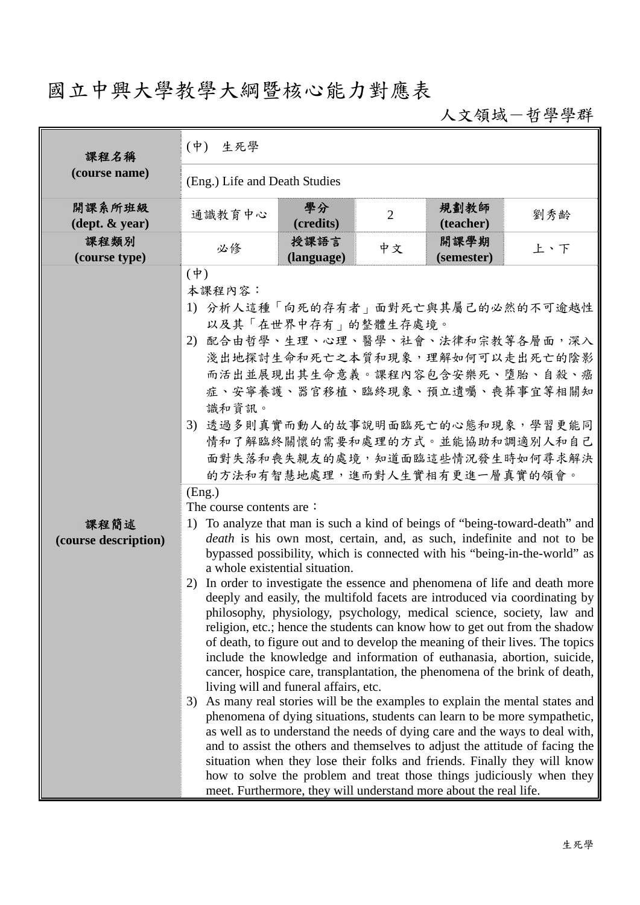# 國立中興大學教學大綱暨核心能力對應表

人文領域－哲學學群

| 課程名稱<br>(course name) | (中) 生死學 | | | | |
|---|---|---|---|---|---|
| | (Eng.) Life and Death Studies | | | | |
| 開課系所班級<br>(dept. & year) | 通識教育中心 | 學分<br>(credits) | 2 | 規劃教師<br>(teacher) | 劉秀齡 |
| 課程類別<br>(course type) | 必修 | 授課語言<br>(language) | 中文 | 開課學期<br>(semester) | 上、下 |

**課程簡述 (course description)**

(中)

本課程內容：

1) 分析人這種「向死的存有者」面對死亡與其屬己的必然的不可逾越性以及其「在世界中存有」的整體生存處境。
2) 配合由哲學、生理、心理、醫學、社會、法律和宗教等各層面，深入淺出地探討生命和死亡之本質和現象，理解如何可以走出死亡的陰影而活出並展現出其生命意義。課程內容包含安樂死、墮胎、自殺、癌症、安寧養護、器官移植、臨終現象、預立遺囑、喪葬事宜等相關知識和資訊。
3) 透過多則真實而動人的故事說明面臨死亡的心態和現象，學習更能同情和了解臨終關懷的需要和處理的方式。並能協助和調適別人和自己面對失落和喪失親友的處境，知道面臨這些情況發生時如何尋求解決的方法和有智慧地處理，進而對人生實相有更進一層真實的領會。

(Eng.)

The course contents are：

1) To analyze that man is such a kind of beings of "being-toward-death" and *death* is his own most, certain, and, as such, indefinite and not to be bypassed possibility, which is connected with his "being-in-the-world" as a whole existential situation.
2) In order to investigate the essence and phenomena of life and death more deeply and easily, the multifold facets are introduced via coordinating by philosophy, physiology, psychology, medical science, society, law and religion, etc.; hence the students can know how to get out from the shadow of death, to figure out and to develop the meaning of their lives. The topics include the knowledge and information of euthanasia, abortion, suicide, cancer, hospice care, transplantation, the phenomena of the brink of death, living will and funeral affairs, etc.
3) As many real stories will be the examples to explain the mental states and phenomena of dying situations, students can learn to be more sympathetic, as well as to understand the needs of dying care and the ways to deal with, and to assist the others and themselves to adjust the attitude of facing the situation when they lose their folks and friends. Finally they will know how to solve the problem and treat those things judiciously when they meet. Furthermore, they will understand more about the real life.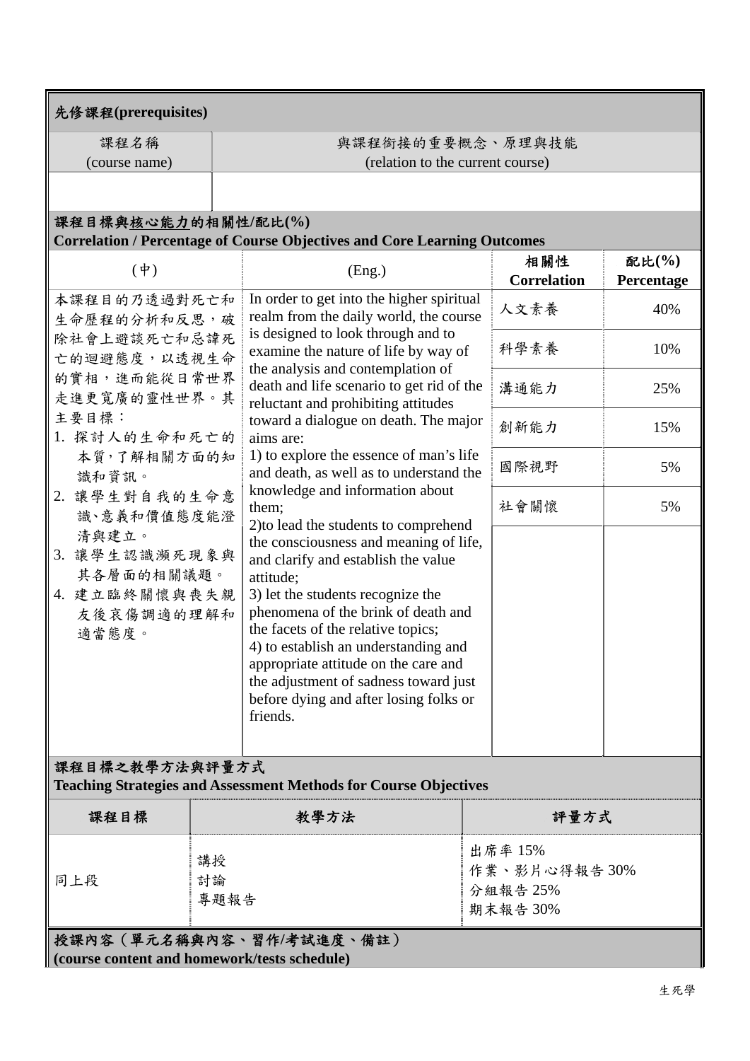**先修課程(prerequisites)**

| 課程名稱 (course name) | 與課程銜接的重要概念、原理與技能 (relation to the current course) |
|---|---|
| | |

**課程目標與核心能力的相關性/配比(%)**
**Correlation / Percentage of Course Objectives and Core Learning Outcomes**

| (中) | (Eng.) | 相關性 Correlation | 配比(%) Percentage |
|---|---|---|---|
| 本課程目的乃透過對死亡和生命歷程的分析和反思，破除社會上避談死亡和忌諱死亡的迴避態度，以透視生命的實相，進而能從日常世界走進更寬廣的靈性世界。其主要目標：<br>1. 探討人的生命和死亡的本質，了解相關方面的知識和資訊。<br>2. 讓學生對自我的生命意識、意義和價值態度能澄清與建立。<br>3. 讓學生認識瀕死現象與其各層面的相關議題。<br>4. 建立臨終關懷與喪失親友後哀傷調適的理解和適當態度。 | In order to get into the higher spiritual realm from the daily world, the course is designed to look through and to examine the nature of life by way of the analysis and contemplation of death and life scenario to get rid of the reluctant and prohibiting attitudes toward a dialogue on death. The major aims are:<br>1) to explore the essence of man's life and death, as well as to understand the knowledge and information about them;<br>2)to lead the students to comprehend the consciousness and meaning of life, and clarify and establish the value attitude;<br>3) let the students recognize the phenomena of the brink of death and the facets of the relative topics;<br>4) to establish an understanding and appropriate attitude on the care and the adjustment of sadness toward just before dying and after losing folks or friends. | 人文素養<br>科學素養<br>溝通能力<br>創新能力<br>國際視野<br>社會關懷 | 40%<br>10%<br>25%<br>15%<br>5%<br>5% |

**課程目標之教學方法與評量方式**
**Teaching Strategies and Assessment Methods for Course Objectives**

| 課程目標 | 教學方法 | 評量方式 |
|---|---|---|
| 同上段 | 講授<br>討論<br>專題報告 | 出席率 15%<br>作業、影片心得報告 30%<br>分組報告 25%<br>期末報告 30% |

**授課內容（單元名稱與內容、習作/考試進度、備註）**
**(course content and homework/tests schedule)**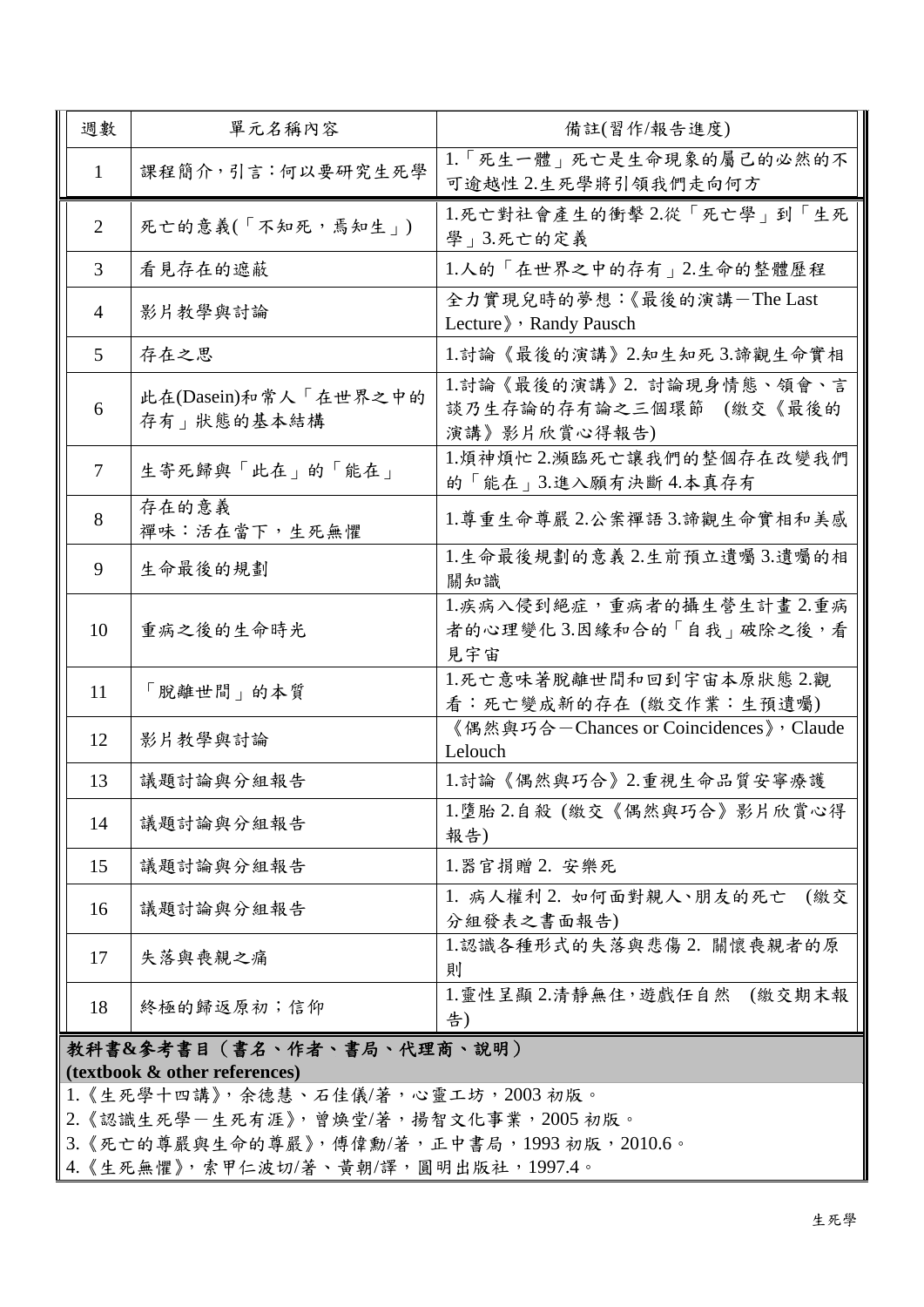| 週數 | 單元名稱內容 | 備註(習作/報告進度) |
|---|---|---|
| 1 | 課程簡介，引言：何以要研究生死學 | 1.「死生一體」死亡是生命現象的屬己的必然的不可逾越性 2.生死學將引領我們走向何方 |
| 2 | 死亡的意義(「不知死，焉知生」) | 1.死亡對社會產生的衝擊 2.從「死亡學」到「生死學」3.死亡的定義 |
| 3 | 看見存在的遮蔽 | 1.人的「在世界之中的存有」2.生命的整體歷程 |
| 4 | 影片教學與討論 | 全力實現兒時的夢想：《最後的演講－The Last Lecture》，Randy Pausch |
| 5 | 存在之思 | 1.討論《最後的演講》2.知生知死 3.諦觀生命實相 |
| 6 | 此在(Dasein)和常人「在世界之中的存有」狀態的基本結構 | 1.討論《最後的演講》2. 討論現身情態、領會、言談乃生存論的存有論之三個環節 (繳交《最後的演講》影片欣賞心得報告) |
| 7 | 生寄死歸與「此在」的「能在」 | 1.煩神煩忙 2.瀕臨死亡讓我們的整個存在改變我們的「能在」3.進入願有決斷 4.本真存有 |
| 8 | 存在的意義<br>禪味：活在當下，生死無懼 | 1.尊重生命尊嚴 2.公案禪語 3.諦觀生命實相和美感 |
| 9 | 生命最後的規劃 | 1.生命最後規劃的意義 2.生前預立遺囑 3.遺囑的相關知識 |
| 10 | 重病之後的生命時光 | 1.疾病入侵到絕症，重病者的攝生營生計畫 2.重病者的心理變化 3.因緣和合的「自我」破除之後，看見宇宙 |
| 11 | 「脫離世間」的本質 | 1.死亡意味著脫離世間和回到宇宙本原狀態 2.觀看：死亡變成新的存在 (繳交作業：生預遺囑) |
| 12 | 影片教學與討論 | 《偶然與巧合－Chances or Coincidences》，Claude Lelouch |
| 13 | 議題討論與分組報告 | 1.討論《偶然與巧合》2.重視生命品質安寧療護 |
| 14 | 議題討論與分組報告 | 1.墮胎 2.自殺 (繳交《偶然與巧合》影片欣賞心得報告) |
| 15 | 議題討論與分組報告 | 1.器官捐贈 2. 安樂死 |
| 16 | 議題討論與分組報告 | 1. 病人權利 2. 如何面對親人、朋友的死亡 (繳交分組發表之書面報告) |
| 17 | 失落與喪親之痛 | 1.認識各種形式的失落與悲傷 2. 關懷喪親者的原則 |
| 18 | 終極的歸返原初；信仰 | 1.靈性呈顯 2.清靜無住，遊戲任自然 (繳交期末報告) |

**教科書&參考書目（書名、作者、書局、代理商、說明）**
**(textbook & other references)**

1.《生死學十四講》，余德慧、石佳儀/著，心靈工坊，2003 初版。
2.《認識生死學－生死有涯》，曾煥堂/著，揚智文化事業，2005 初版。
3.《死亡的尊嚴與生命的尊嚴》，傅偉勳/著，正中書局，1993 初版，2010.6。
4.《生死無懼》，索甲仁波切/著、黃朝/譯，圓明出版社，1997.4。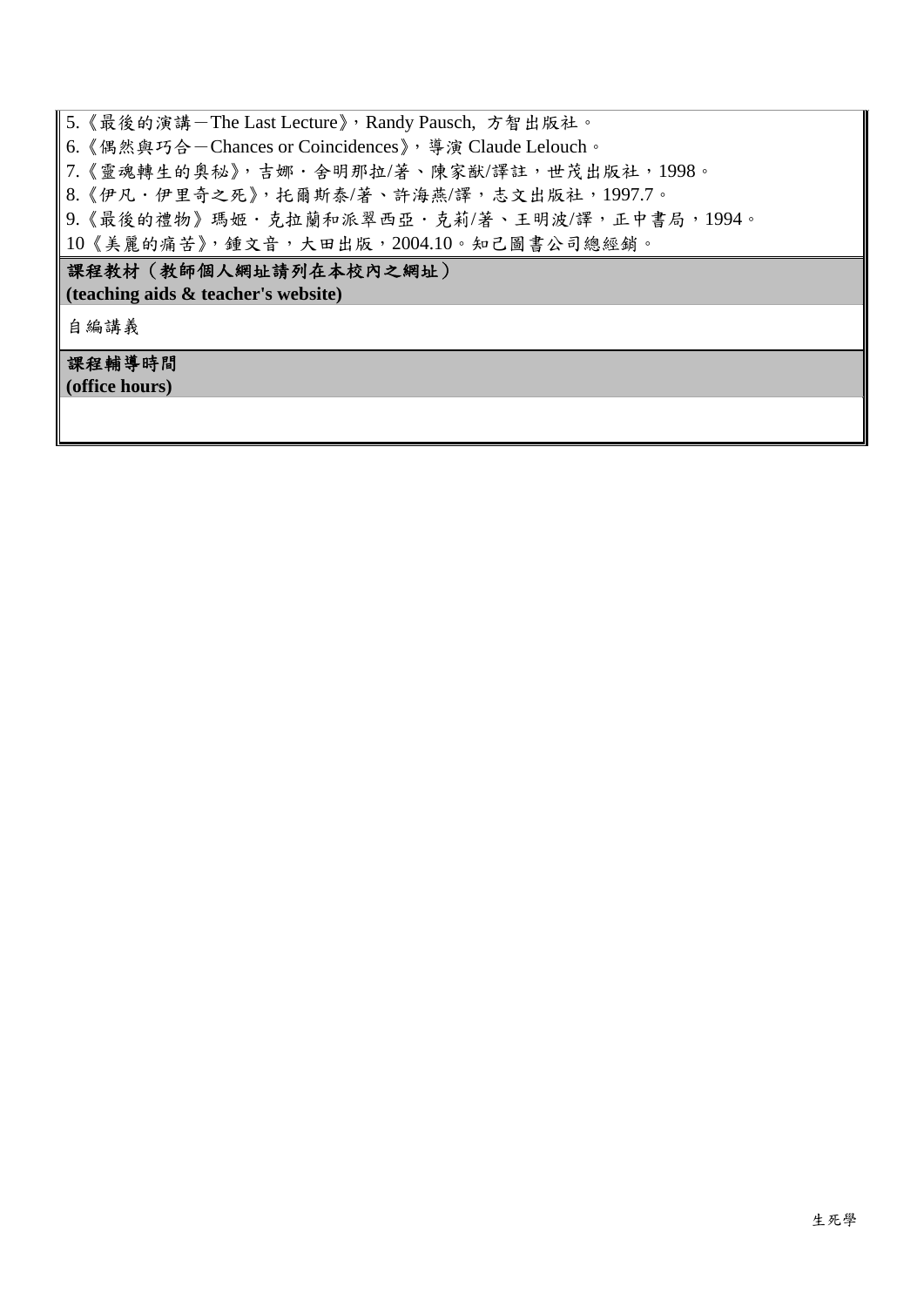5.《最後的演講－The Last Lecture》，Randy Pausch, 方智出版社。
6.《偶然與巧合－Chances or Coincidences》，導演 Claude Lelouch。
7.《靈魂轉生的奧秘》，吉娜・舍明那拉/著、陳家猷/譯註，世茂出版社，1998。
8.《伊凡・伊里奇之死》，托爾斯泰/著、許海燕/譯，志文出版社，1997.7。
9.《最後的禮物》瑪姬・克拉蘭和派翠西亞・克莉/著、王明波/譯，正中書局，1994。
10《美麗的痛苦》，鍾文音，大田出版，2004.10。知己圖書公司總經銷。

**課程教材（教師個人網址請列在本校內之網址）**
**(teaching aids & teacher's website)**

自編講義

**課程輔導時間**
**(office hours)**